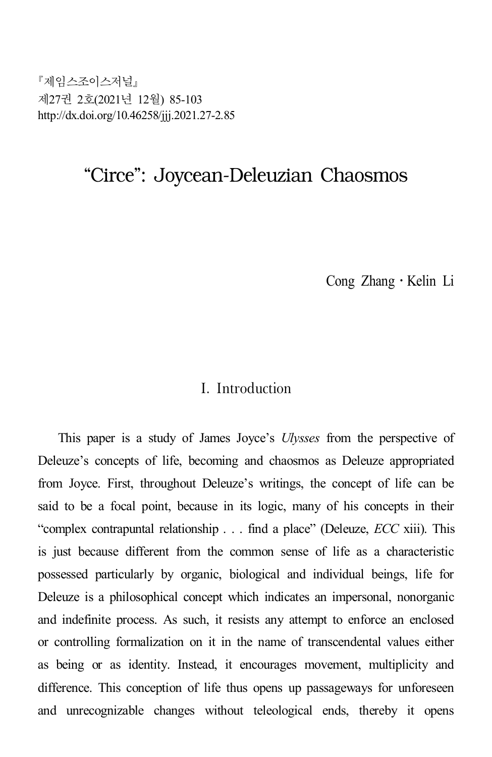『제임스조이스저널』
제27권 2호(2021년 12월) 85-103
http://dx.doi.org/10.46258/jjj.2021.27-2.85

# "Circe": Joycean-Deleuzian Chaosmos

Cong Zhang · Kelin Li

## I. Introduction

This paper is a study of James Joyce's *Ulysses* from the perspective of Deleuze's concepts of life, becoming and chaosmos as Deleuze appropriated from Joyce. First, throughout Deleuze's writings, the concept of life can be said to be a focal point, because in its logic, many of his concepts in their "complex contrapuntal relationship . . . find a place" (Deleuze, *ECC* xiii). This is just because different from the common sense of life as a characteristic possessed particularly by organic, biological and individual beings, life for Deleuze is a philosophical concept which indicates an impersonal, nonorganic and indefinite process. As such, it resists any attempt to enforce an enclosed or controlling formalization on it in the name of transcendental values either as being or as identity. Instead, it encourages movement, multiplicity and difference. This conception of life thus opens up passageways for unforeseen and unrecognizable changes without teleological ends, thereby it opens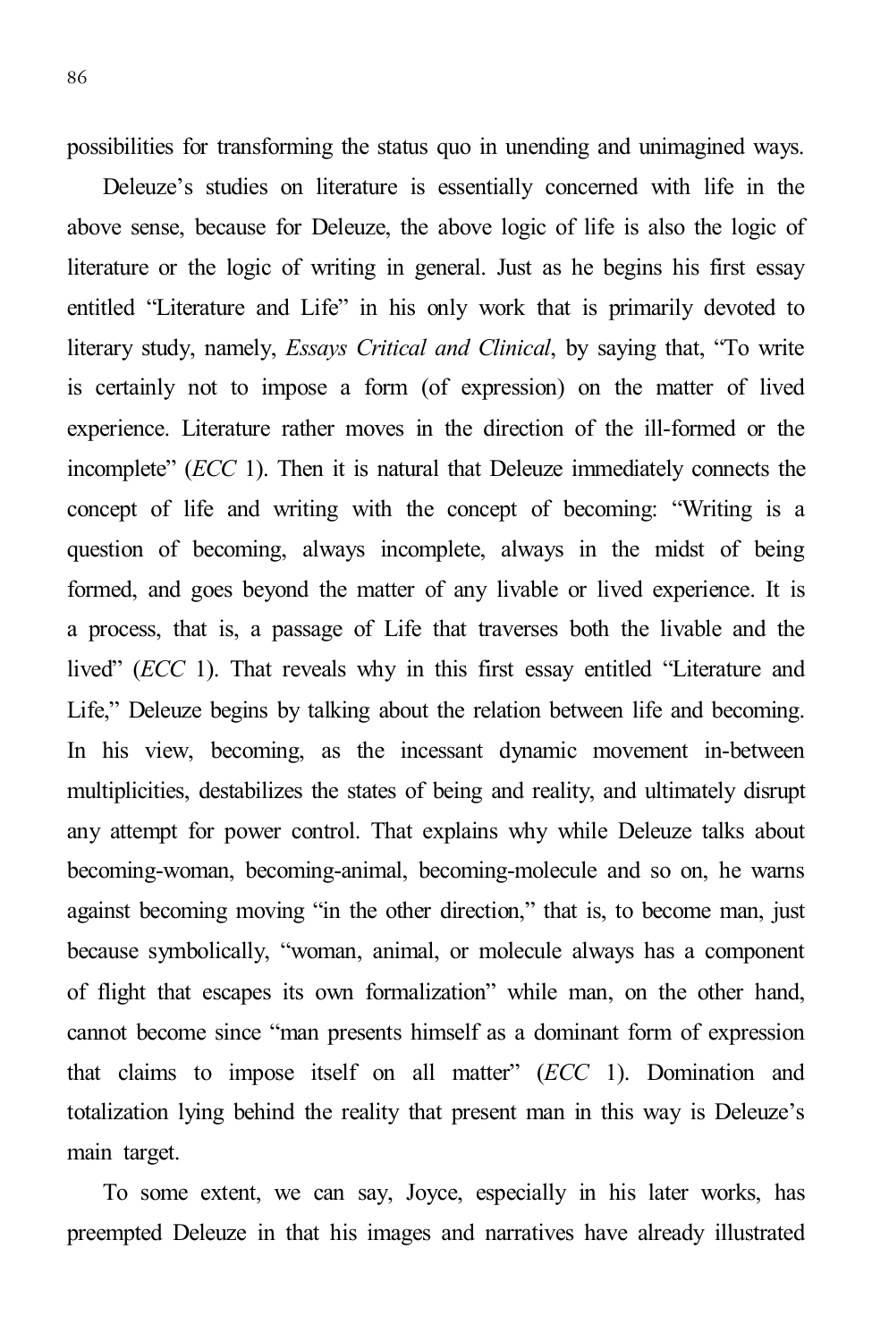possibilities for transforming the status quo in unending and unimagined ways.

Deleuze's studies on literature is essentially concerned with life in the above sense, because for Deleuze, the above logic of life is also the logic of literature or the logic of writing in general. Just as he begins his first essay entitled "Literature and Life" in his only work that is primarily devoted to literary study, namely, *Essays Critical and Clinical*, by saying that, "To write is certainly not to impose a form (of expression) on the matter of lived experience. Literature rather moves in the direction of the ill-formed or the incomplete" (*ECC* 1). Then it is natural that Deleuze immediately connects the concept of life and writing with the concept of becoming: "Writing is a question of becoming, always incomplete, always in the midst of being formed, and goes beyond the matter of any livable or lived experience. It is a process, that is, a passage of Life that traverses both the livable and the lived" (*ECC* 1). That reveals why in this first essay entitled "Literature and Life," Deleuze begins by talking about the relation between life and becoming. In his view, becoming, as the incessant dynamic movement in-between multiplicities, destabilizes the states of being and reality, and ultimately disrupt any attempt for power control. That explains why while Deleuze talks about becoming-woman, becoming-animal, becoming-molecule and so on, he warns against becoming moving "in the other direction," that is, to become man, just because symbolically, "woman, animal, or molecule always has a component of flight that escapes its own formalization" while man, on the other hand, cannot become since "man presents himself as a dominant form of expression that claims to impose itself on all matter" (*ECC* 1). Domination and totalization lying behind the reality that present man in this way is Deleuze's main target.

To some extent, we can say, Joyce, especially in his later works, has preempted Deleuze in that his images and narratives have already illustrated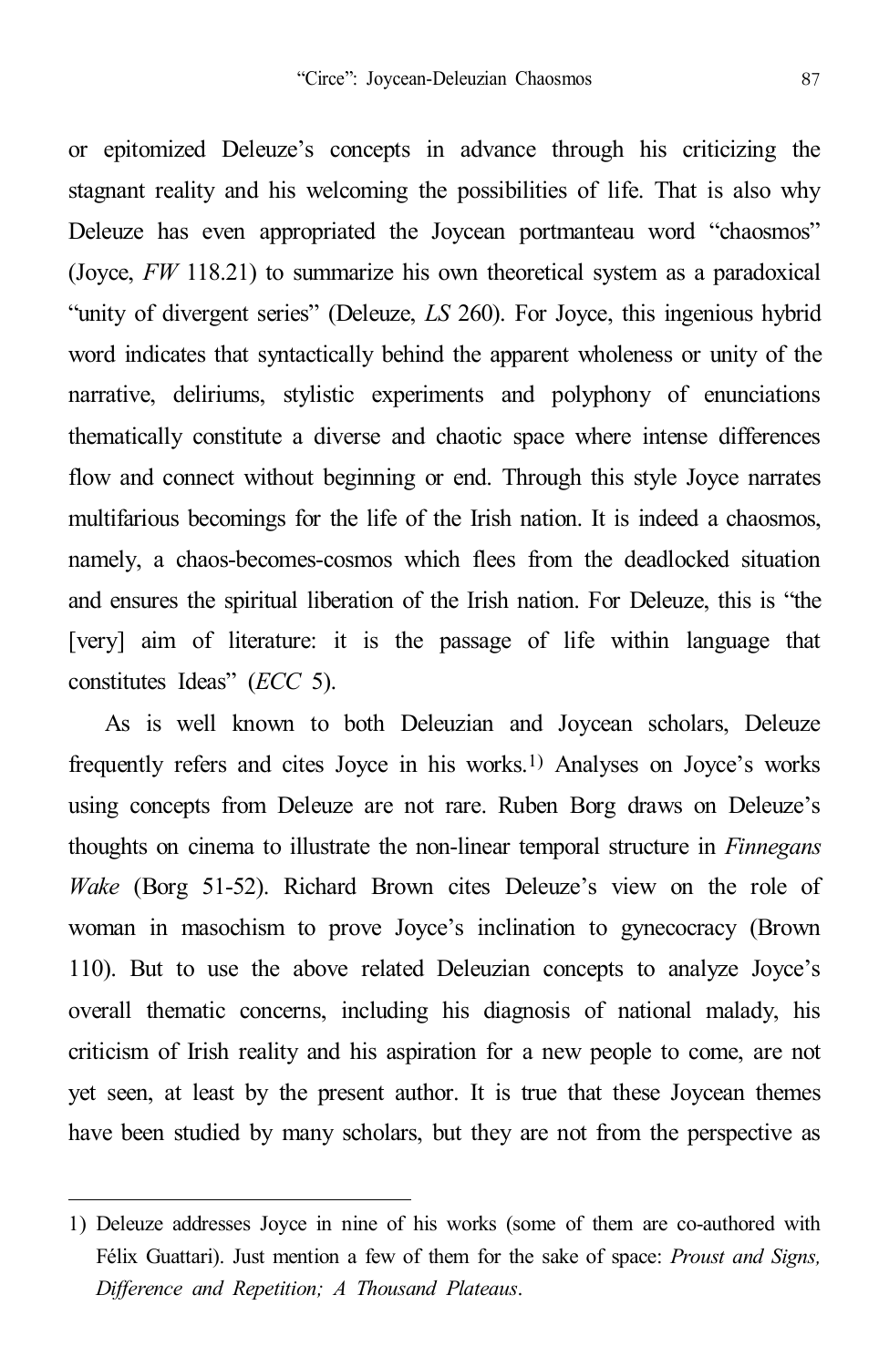or epitomized Deleuze's concepts in advance through his criticizing the stagnant reality and his welcoming the possibilities of life. That is also why Deleuze has even appropriated the Joycean portmanteau word "chaosmos" (Joyce, *FW* 118.21) to summarize his own theoretical system as a paradoxical "unity of divergent series" (Deleuze, *LS* 260). For Joyce, this ingenious hybrid word indicates that syntactically behind the apparent wholeness or unity of the narrative, deliriums, stylistic experiments and polyphony of enunciations thematically constitute a diverse and chaotic space where intense differences flow and connect without beginning or end. Through this style Joyce narrates multifarious becomings for the life of the Irish nation. It is indeed a chaosmos, namely, a chaos-becomes-cosmos which flees from the deadlocked situation and ensures the spiritual liberation of the Irish nation. For Deleuze, this is "the [very] aim of literature: it is the passage of life within language that constitutes Ideas" (*ECC* 5).

As is well known to both Deleuzian and Joycean scholars, Deleuze frequently refers and cites Joyce in his works.[1] Analyses on Joyce's works using concepts from Deleuze are not rare. Ruben Borg draws on Deleuze's thoughts on cinema to illustrate the non-linear temporal structure in *Finnegans Wake* (Borg 51-52). Richard Brown cites Deleuze's view on the role of woman in masochism to prove Joyce's inclination to gynecocracy (Brown 110). But to use the above related Deleuzian concepts to analyze Joyce's overall thematic concerns, including his diagnosis of national malady, his criticism of Irish reality and his aspiration for a new people to come, are not yet seen, at least by the present author. It is true that these Joycean themes have been studied by many scholars, but they are not from the perspective as

---

1) Deleuze addresses Joyce in nine of his works (some of them are co-authored with Félix Guattari). Just mention a few of them for the sake of space: *Proust and Signs, Difference and Repetition; A Thousand Plateaus*.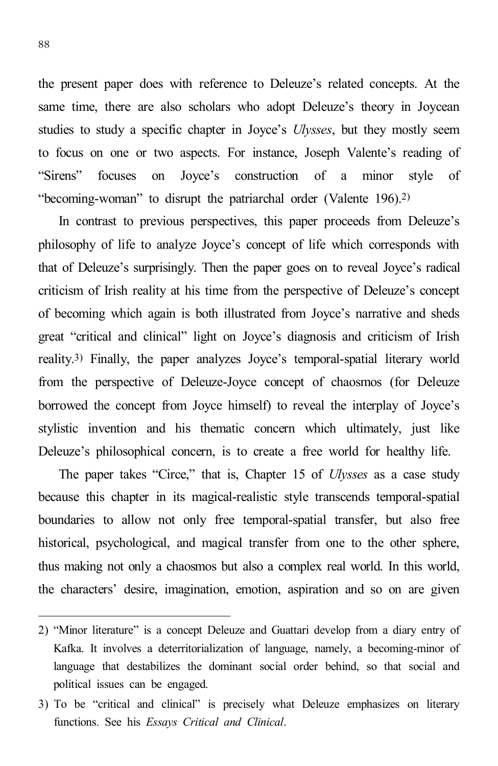the present paper does with reference to Deleuze's related concepts. At the same time, there are also scholars who adopt Deleuze's theory in Joycean studies to study a specific chapter in Joyce's *Ulysses*, but they mostly seem to focus on one or two aspects. For instance, Joseph Valente's reading of "Sirens" focuses on Joyce's construction of a minor style of "becoming-woman" to disrupt the patriarchal order (Valente 196).[2)]

In contrast to previous perspectives, this paper proceeds from Deleuze's philosophy of life to analyze Joyce's concept of life which corresponds with that of Deleuze's surprisingly. Then the paper goes on to reveal Joyce's radical criticism of Irish reality at his time from the perspective of Deleuze's concept of becoming which again is both illustrated from Joyce's narrative and sheds great "critical and clinical" light on Joyce's diagnosis and criticism of Irish reality.[3)] Finally, the paper analyzes Joyce's temporal-spatial literary world from the perspective of Deleuze-Joyce concept of chaosmos (for Deleuze borrowed the concept from Joyce himself) to reveal the interplay of Joyce's stylistic invention and his thematic concern which ultimately, just like Deleuze's philosophical concern, is to create a free world for healthy life.

The paper takes "Circe," that is, Chapter 15 of *Ulysses* as a case study because this chapter in its magical-realistic style transcends temporal-spatial boundaries to allow not only free temporal-spatial transfer, but also free historical, psychological, and magical transfer from one to the other sphere, thus making not only a chaosmos but also a complex real world. In this world, the characters' desire, imagination, emotion, aspiration and so on are given

---

2) "Minor literature" is a concept Deleuze and Guattari develop from a diary entry of Kafka. It involves a deterritorialization of language, namely, a becoming-minor of language that destabilizes the dominant social order behind, so that social and political issues can be engaged.

3) To be "critical and clinical" is precisely what Deleuze emphasizes on literary functions. See his *Essays Critical and Clinical*.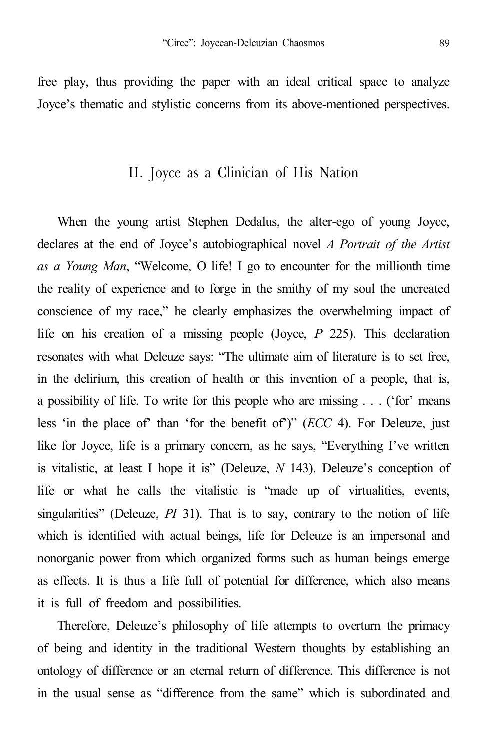free play, thus providing the paper with an ideal critical space to analyze Joyce's thematic and stylistic concerns from its above-mentioned perspectives.

## II. Joyce as a Clinician of His Nation

When the young artist Stephen Dedalus, the alter-ego of young Joyce, declares at the end of Joyce's autobiographical novel *A Portrait of the Artist as a Young Man*, "Welcome, O life! I go to encounter for the millionth time the reality of experience and to forge in the smithy of my soul the uncreated conscience of my race," he clearly emphasizes the overwhelming impact of life on his creation of a missing people (Joyce, *P* 225). This declaration resonates with what Deleuze says: "The ultimate aim of literature is to set free, in the delirium, this creation of health or this invention of a people, that is, a possibility of life. To write for this people who are missing . . . ('for' means less 'in the place of' than 'for the benefit of')" (*ECC* 4). For Deleuze, just like for Joyce, life is a primary concern, as he says, "Everything I've written is vitalistic, at least I hope it is" (Deleuze, *N* 143). Deleuze's conception of life or what he calls the vitalistic is "made up of virtualities, events, singularities" (Deleuze, *PI* 31). That is to say, contrary to the notion of life which is identified with actual beings, life for Deleuze is an impersonal and nonorganic power from which organized forms such as human beings emerge as effects. It is thus a life full of potential for difference, which also means it is full of freedom and possibilities.

Therefore, Deleuze's philosophy of life attempts to overturn the primacy of being and identity in the traditional Western thoughts by establishing an ontology of difference or an eternal return of difference. This difference is not in the usual sense as "difference from the same" which is subordinated and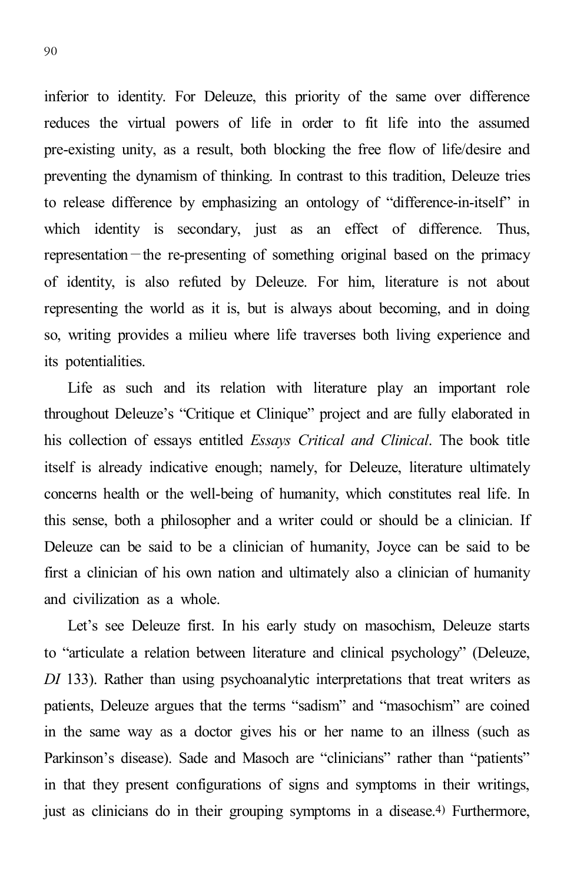inferior to identity. For Deleuze, this priority of the same over difference reduces the virtual powers of life in order to fit life into the assumed pre-existing unity, as a result, both blocking the free flow of life/desire and preventing the dynamism of thinking. In contrast to this tradition, Deleuze tries to release difference by emphasizing an ontology of "difference-in-itself" in which identity is secondary, just as an effect of difference. Thus, representation—the re-presenting of something original based on the primacy of identity, is also refuted by Deleuze. For him, literature is not about representing the world as it is, but is always about becoming, and in doing so, writing provides a milieu where life traverses both living experience and its potentialities.

Life as such and its relation with literature play an important role throughout Deleuze's "Critique et Clinique" project and are fully elaborated in his collection of essays entitled *Essays Critical and Clinical*. The book title itself is already indicative enough; namely, for Deleuze, literature ultimately concerns health or the well-being of humanity, which constitutes real life. In this sense, both a philosopher and a writer could or should be a clinician. If Deleuze can be said to be a clinician of humanity, Joyce can be said to be first a clinician of his own nation and ultimately also a clinician of humanity and civilization as a whole.

Let's see Deleuze first. In his early study on masochism, Deleuze starts to "articulate a relation between literature and clinical psychology" (Deleuze, *DI* 133). Rather than using psychoanalytic interpretations that treat writers as patients, Deleuze argues that the terms "sadism" and "masochism" are coined in the same way as a doctor gives his or her name to an illness (such as Parkinson's disease). Sade and Masoch are "clinicians" rather than "patients" in that they present configurations of signs and symptoms in their writings, just as clinicians do in their grouping symptoms in a disease.[4] Furthermore,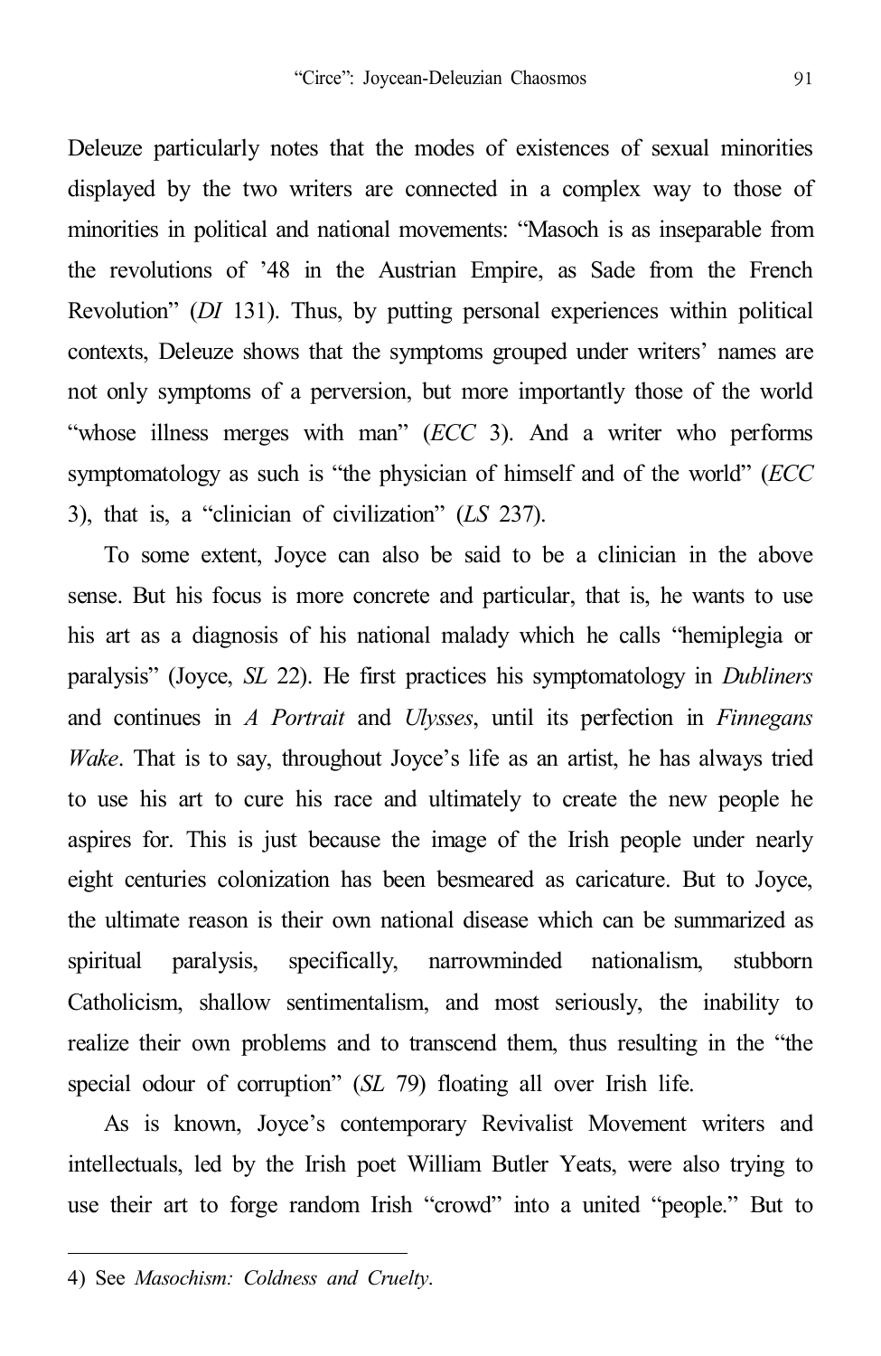Deleuze particularly notes that the modes of existences of sexual minorities displayed by the two writers are connected in a complex way to those of minorities in political and national movements: "Masoch is as inseparable from the revolutions of '48 in the Austrian Empire, as Sade from the French Revolution" (*DI* 131). Thus, by putting personal experiences within political contexts, Deleuze shows that the symptoms grouped under writers' names are not only symptoms of a perversion, but more importantly those of the world "whose illness merges with man" (*ECC* 3). And a writer who performs symptomatology as such is "the physician of himself and of the world" (*ECC* 3), that is, a "clinician of civilization" (*LS* 237).

To some extent, Joyce can also be said to be a clinician in the above sense. But his focus is more concrete and particular, that is, he wants to use his art as a diagnosis of his national malady which he calls "hemiplegia or paralysis" (Joyce, *SL* 22). He first practices his symptomatology in *Dubliners* and continues in *A Portrait* and *Ulysses*, until its perfection in *Finnegans Wake*. That is to say, throughout Joyce's life as an artist, he has always tried to use his art to cure his race and ultimately to create the new people he aspires for. This is just because the image of the Irish people under nearly eight centuries colonization has been besmeared as caricature. But to Joyce, the ultimate reason is their own national disease which can be summarized as spiritual paralysis, specifically, narrowminded nationalism, stubborn Catholicism, shallow sentimentalism, and most seriously, the inability to realize their own problems and to transcend them, thus resulting in the "the special odour of corruption" (*SL* 79) floating all over Irish life.

As is known, Joyce's contemporary Revivalist Movement writers and intellectuals, led by the Irish poet William Butler Yeats, were also trying to use their art to forge random Irish "crowd" into a united "people." But to

---

4) See *Masochism: Coldness and Cruelty*.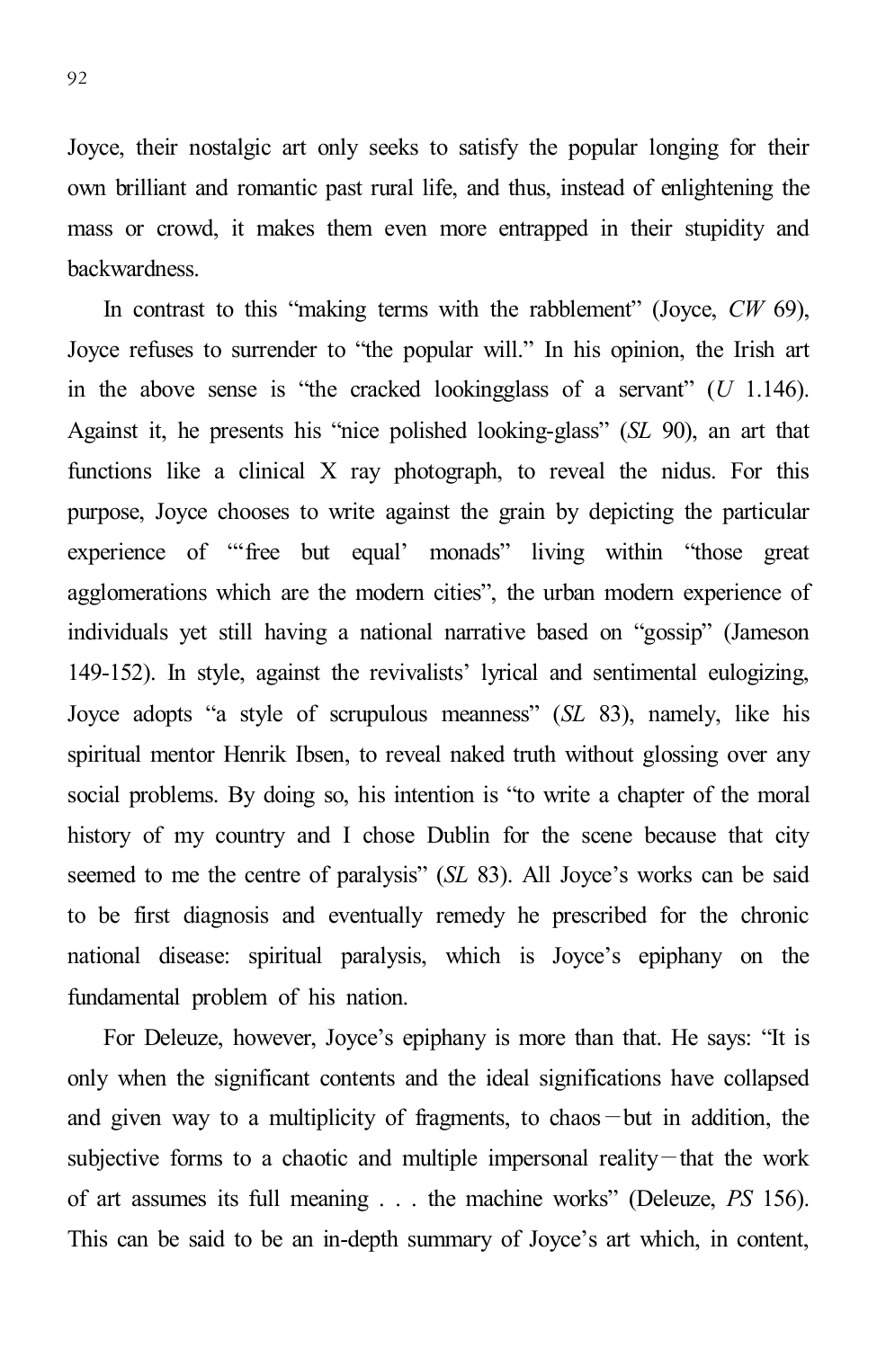Joyce, their nostalgic art only seeks to satisfy the popular longing for their own brilliant and romantic past rural life, and thus, instead of enlightening the mass or crowd, it makes them even more entrapped in their stupidity and backwardness.

In contrast to this "making terms with the rabblement" (Joyce, *CW* 69), Joyce refuses to surrender to "the popular will." In his opinion, the Irish art in the above sense is "the cracked lookingglass of a servant" (*U* 1.146). Against it, he presents his "nice polished looking-glass" (*SL* 90), an art that functions like a clinical X ray photograph, to reveal the nidus. For this purpose, Joyce chooses to write against the grain by depicting the particular experience of "'free but equal' monads" living within "those great agglomerations which are the modern cities", the urban modern experience of individuals yet still having a national narrative based on "gossip" (Jameson 149-152). In style, against the revivalists' lyrical and sentimental eulogizing, Joyce adopts "a style of scrupulous meanness" (*SL* 83), namely, like his spiritual mentor Henrik Ibsen, to reveal naked truth without glossing over any social problems. By doing so, his intention is "to write a chapter of the moral history of my country and I chose Dublin for the scene because that city seemed to me the centre of paralysis" (*SL* 83). All Joyce's works can be said to be first diagnosis and eventually remedy he prescribed for the chronic national disease: spiritual paralysis, which is Joyce's epiphany on the fundamental problem of his nation.

For Deleuze, however, Joyce's epiphany is more than that. He says: "It is only when the significant contents and the ideal significations have collapsed and given way to a multiplicity of fragments, to chaos—but in addition, the subjective forms to a chaotic and multiple impersonal reality—that the work of art assumes its full meaning . . . the machine works" (Deleuze, *PS* 156). This can be said to be an in-depth summary of Joyce's art which, in content,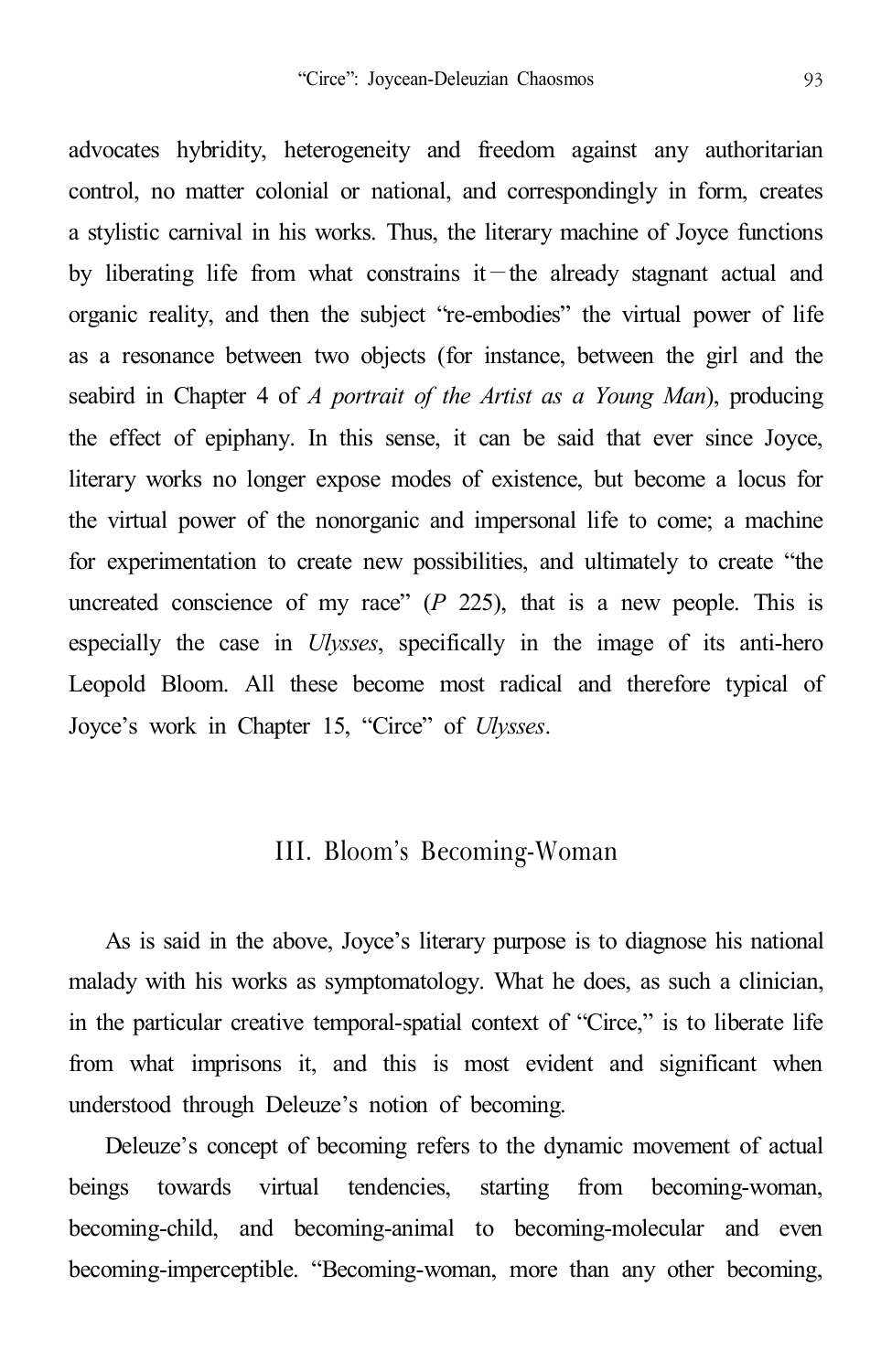advocates hybridity, heterogeneity and freedom against any authoritarian control, no matter colonial or national, and correspondingly in form, creates a stylistic carnival in his works. Thus, the literary machine of Joyce functions by liberating life from what constrains it－the already stagnant actual and organic reality, and then the subject "re-embodies" the virtual power of life as a resonance between two objects (for instance, between the girl and the seabird in Chapter 4 of *A portrait of the Artist as a Young Man*), producing the effect of epiphany. In this sense, it can be said that ever since Joyce, literary works no longer expose modes of existence, but become a locus for the virtual power of the nonorganic and impersonal life to come; a machine for experimentation to create new possibilities, and ultimately to create "the uncreated conscience of my race" (*P* 225), that is a new people. This is especially the case in *Ulysses*, specifically in the image of its anti-hero Leopold Bloom. All these become most radical and therefore typical of Joyce's work in Chapter 15, "Circe" of *Ulysses*.

## III. Bloom's Becoming-Woman

As is said in the above, Joyce's literary purpose is to diagnose his national malady with his works as symptomatology. What he does, as such a clinician, in the particular creative temporal-spatial context of "Circe," is to liberate life from what imprisons it, and this is most evident and significant when understood through Deleuze's notion of becoming.

Deleuze's concept of becoming refers to the dynamic movement of actual beings towards virtual tendencies, starting from becoming-woman, becoming-child, and becoming-animal to becoming-molecular and even becoming-imperceptible. "Becoming-woman, more than any other becoming,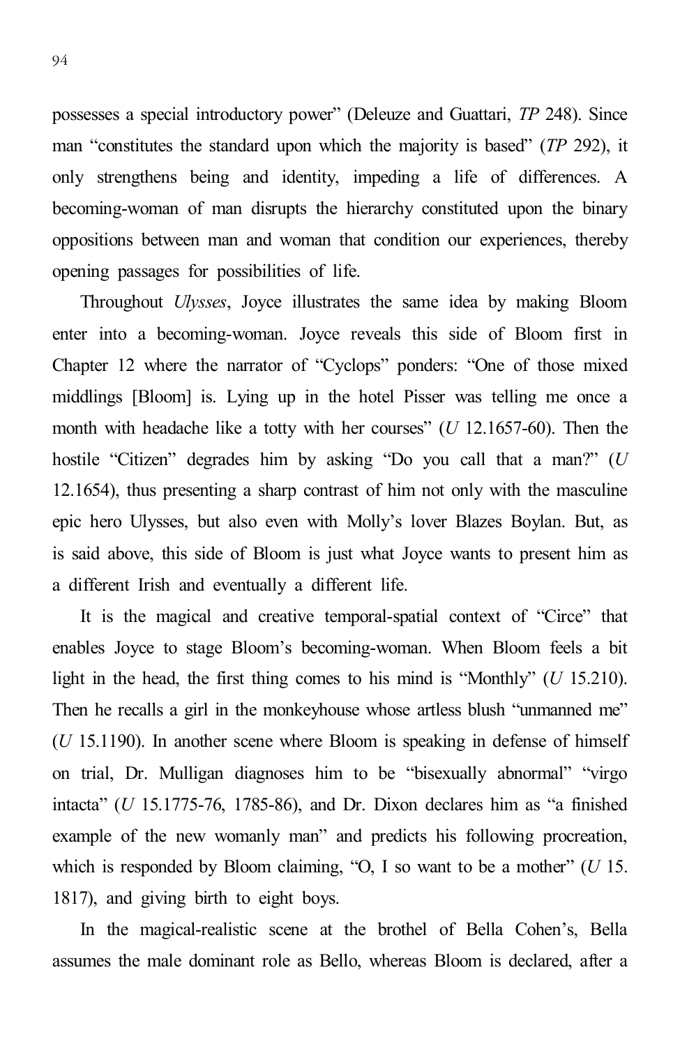possesses a special introductory power" (Deleuze and Guattari, *TP* 248). Since man "constitutes the standard upon which the majority is based" (*TP* 292), it only strengthens being and identity, impeding a life of differences. A becoming-woman of man disrupts the hierarchy constituted upon the binary oppositions between man and woman that condition our experiences, thereby opening passages for possibilities of life.

Throughout *Ulysses*, Joyce illustrates the same idea by making Bloom enter into a becoming-woman. Joyce reveals this side of Bloom first in Chapter 12 where the narrator of "Cyclops" ponders: "One of those mixed middlings [Bloom] is. Lying up in the hotel Pisser was telling me once a month with headache like a totty with her courses" (*U* 12.1657-60). Then the hostile "Citizen" degrades him by asking "Do you call that a man?" (*U* 12.1654), thus presenting a sharp contrast of him not only with the masculine epic hero Ulysses, but also even with Molly's lover Blazes Boylan. But, as is said above, this side of Bloom is just what Joyce wants to present him as a different Irish and eventually a different life.

It is the magical and creative temporal-spatial context of "Circe" that enables Joyce to stage Bloom's becoming-woman. When Bloom feels a bit light in the head, the first thing comes to his mind is "Monthly" (*U* 15.210). Then he recalls a girl in the monkeyhouse whose artless blush "unmanned me" (*U* 15.1190). In another scene where Bloom is speaking in defense of himself on trial, Dr. Mulligan diagnoses him to be "bisexually abnormal" "virgo intacta" (*U* 15.1775-76, 1785-86), and Dr. Dixon declares him as "a finished example of the new womanly man" and predicts his following procreation, which is responded by Bloom claiming, "O, I so want to be a mother" (*U* 15. 1817), and giving birth to eight boys.

In the magical-realistic scene at the brothel of Bella Cohen's, Bella assumes the male dominant role as Bello, whereas Bloom is declared, after a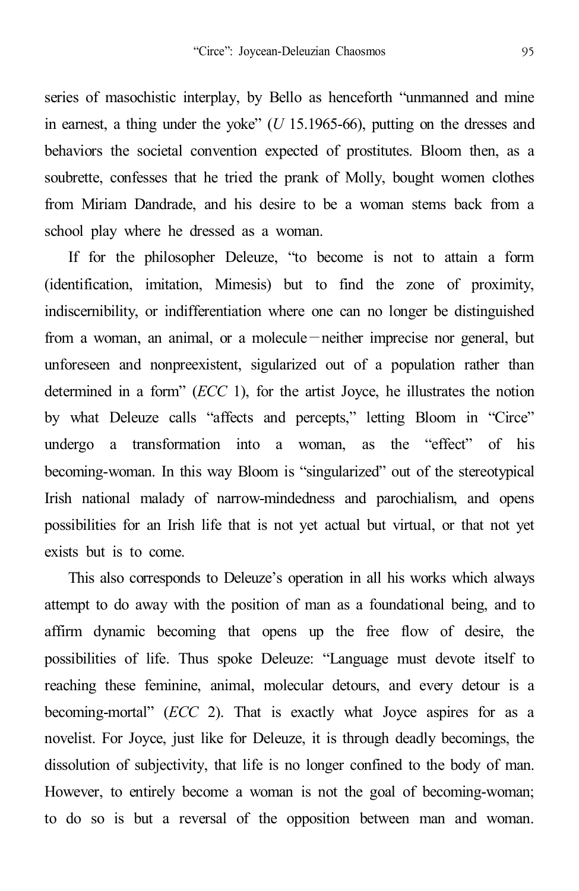series of masochistic interplay, by Bello as henceforth “unmanned and mine in earnest, a thing under the yoke” (*U* 15.1965-66), putting on the dresses and behaviors the societal convention expected of prostitutes. Bloom then, as a soubrette, confesses that he tried the prank of Molly, bought women clothes from Miriam Dandrade, and his desire to be a woman stems back from a school play where he dressed as a woman.

If for the philosopher Deleuze, “to become is not to attain a form (identification, imitation, Mimesis) but to find the zone of proximity, indiscernibility, or indifferentiation where one can no longer be distinguished from a woman, an animal, or a molecule—neither imprecise nor general, but unforeseen and nonpreexistent, sigularized out of a population rather than determined in a form” (*ECC* 1), for the artist Joyce, he illustrates the notion by what Deleuze calls “affects and percepts,” letting Bloom in “Circe” undergo a transformation into a woman, as the “effect” of his becoming-woman. In this way Bloom is “singularized” out of the stereotypical Irish national malady of narrow-mindedness and parochialism, and opens possibilities for an Irish life that is not yet actual but virtual, or that not yet exists but is to come.

This also corresponds to Deleuze’s operation in all his works which always attempt to do away with the position of man as a foundational being, and to affirm dynamic becoming that opens up the free flow of desire, the possibilities of life. Thus spoke Deleuze: “Language must devote itself to reaching these feminine, animal, molecular detours, and every detour is a becoming-mortal” (*ECC* 2). That is exactly what Joyce aspires for as a novelist. For Joyce, just like for Deleuze, it is through deadly becomings, the dissolution of subjectivity, that life is no longer confined to the body of man. However, to entirely become a woman is not the goal of becoming-woman; to do so is but a reversal of the opposition between man and woman.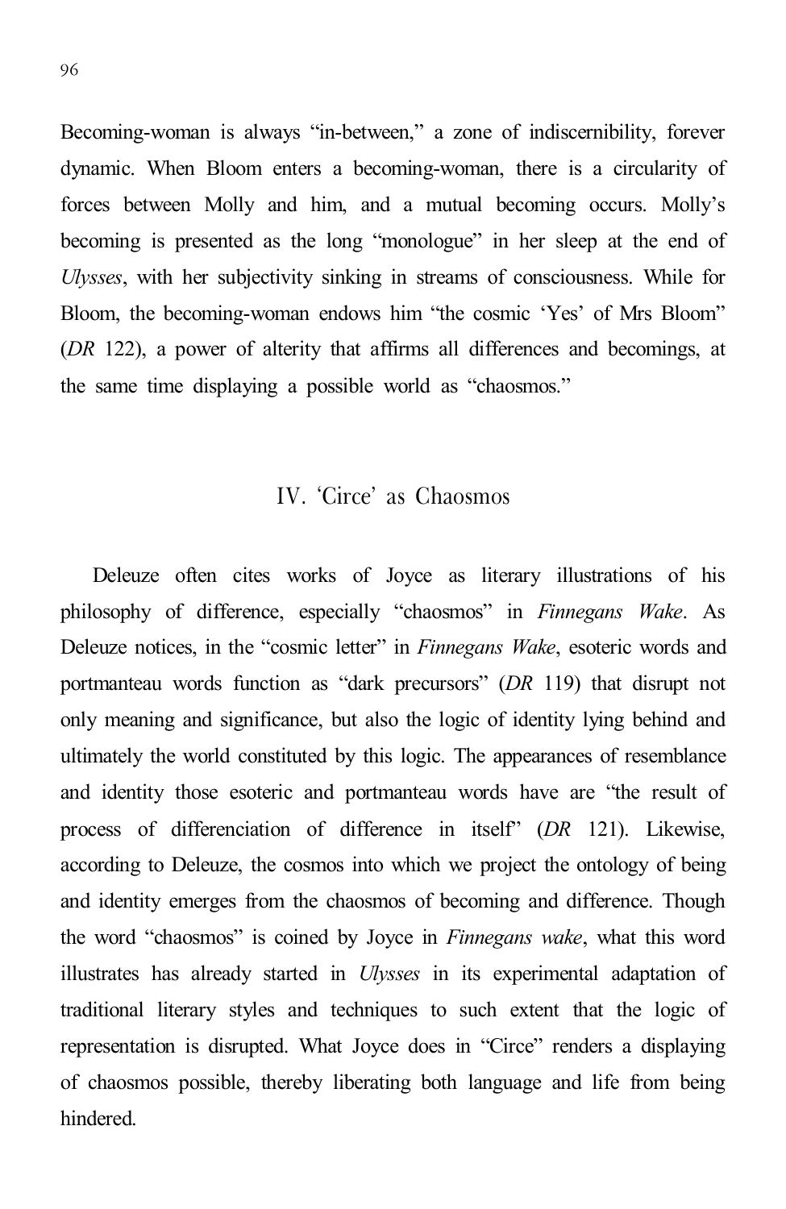Becoming-woman is always "in-between," a zone of indiscernibility, forever dynamic. When Bloom enters a becoming-woman, there is a circularity of forces between Molly and him, and a mutual becoming occurs. Molly's becoming is presented as the long "monologue" in her sleep at the end of *Ulysses*, with her subjectivity sinking in streams of consciousness. While for Bloom, the becoming-woman endows him "the cosmic 'Yes' of Mrs Bloom" (*DR* 122), a power of alterity that affirms all differences and becomings, at the same time displaying a possible world as "chaosmos."

## IV. 'Circe' as Chaosmos

Deleuze often cites works of Joyce as literary illustrations of his philosophy of difference, especially "chaosmos" in *Finnegans Wake*. As Deleuze notices, in the "cosmic letter" in *Finnegans Wake*, esoteric words and portmanteau words function as "dark precursors" (*DR* 119) that disrupt not only meaning and significance, but also the logic of identity lying behind and ultimately the world constituted by this logic. The appearances of resemblance and identity those esoteric and portmanteau words have are "the result of process of differenciation of difference in itself" (*DR* 121). Likewise, according to Deleuze, the cosmos into which we project the ontology of being and identity emerges from the chaosmos of becoming and difference. Though the word "chaosmos" is coined by Joyce in *Finnegans wake*, what this word illustrates has already started in *Ulysses* in its experimental adaptation of traditional literary styles and techniques to such extent that the logic of representation is disrupted. What Joyce does in "Circe" renders a displaying of chaosmos possible, thereby liberating both language and life from being hindered.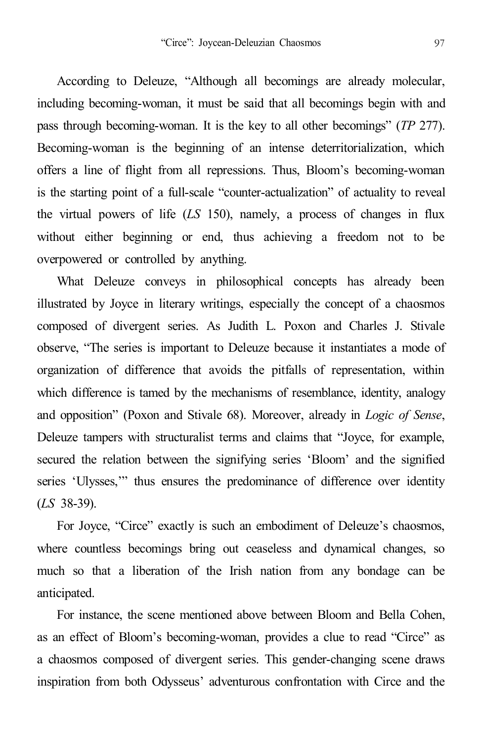According to Deleuze, “Although all becomings are already molecular, including becoming-woman, it must be said that all becomings begin with and pass through becoming-woman. It is the key to all other becomings” (*TP* 277). Becoming-woman is the beginning of an intense deterritorialization, which offers a line of flight from all repressions. Thus, Bloom’s becoming-woman is the starting point of a full-scale “counter-actualization” of actuality to reveal the virtual powers of life (*LS* 150), namely, a process of changes in flux without either beginning or end, thus achieving a freedom not to be overpowered or controlled by anything.

What Deleuze conveys in philosophical concepts has already been illustrated by Joyce in literary writings, especially the concept of a chaosmos composed of divergent series. As Judith L. Poxon and Charles J. Stivale observe, “The series is important to Deleuze because it instantiates a mode of organization of difference that avoids the pitfalls of representation, within which difference is tamed by the mechanisms of resemblance, identity, analogy and opposition” (Poxon and Stivale 68). Moreover, already in *Logic of Sense*, Deleuze tampers with structuralist terms and claims that “Joyce, for example, secured the relation between the signifying series ‘Bloom’ and the signified series ‘Ulysses,’” thus ensures the predominance of difference over identity (*LS* 38-39).

For Joyce, “Circe” exactly is such an embodiment of Deleuze’s chaosmos, where countless becomings bring out ceaseless and dynamical changes, so much so that a liberation of the Irish nation from any bondage can be anticipated.

For instance, the scene mentioned above between Bloom and Bella Cohen, as an effect of Bloom’s becoming-woman, provides a clue to read “Circe” as a chaosmos composed of divergent series. This gender-changing scene draws inspiration from both Odysseus’ adventurous confrontation with Circe and the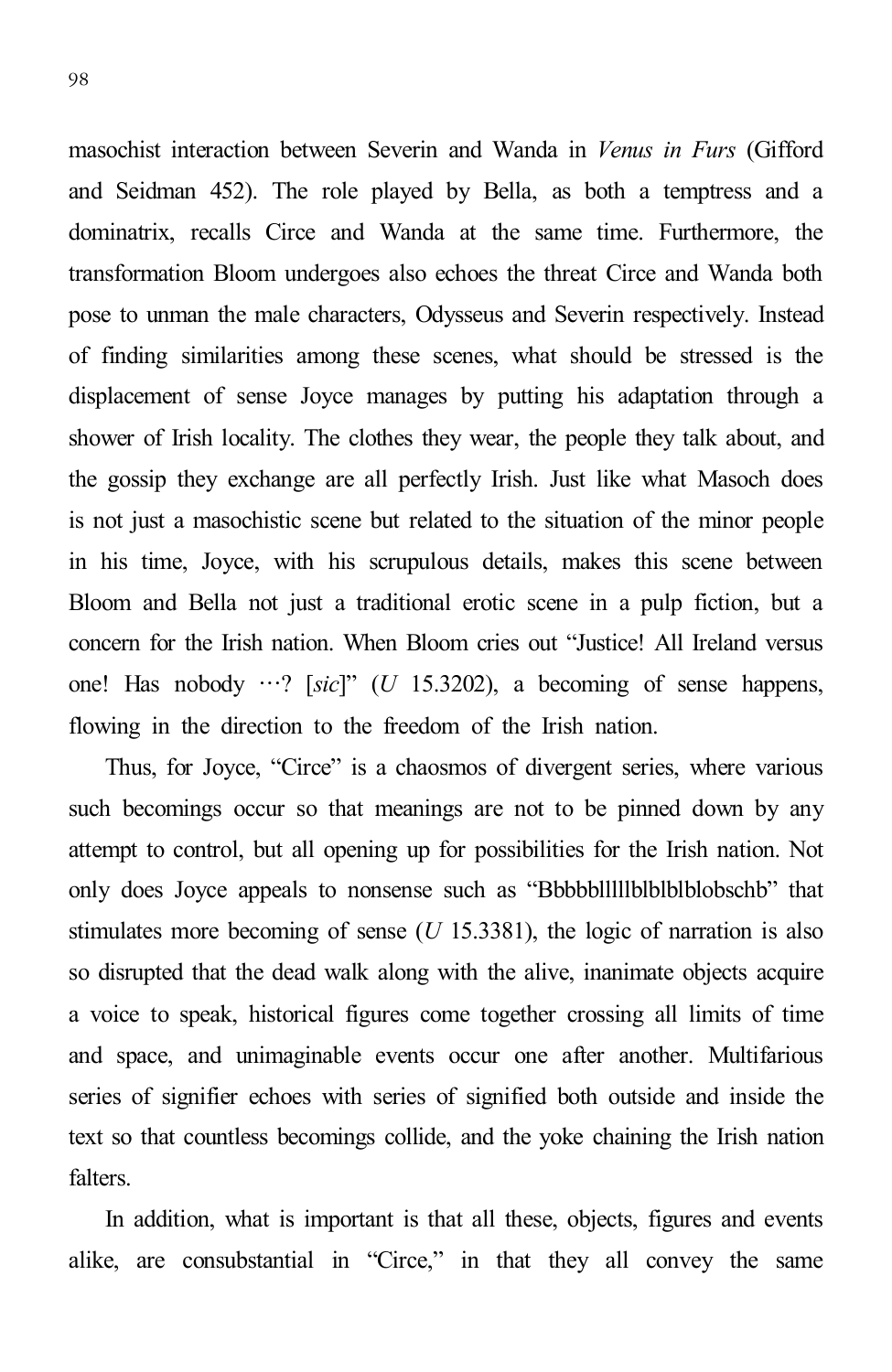masochist interaction between Severin and Wanda in *Venus in Furs* (Gifford and Seidman 452). The role played by Bella, as both a temptress and a dominatrix, recalls Circe and Wanda at the same time. Furthermore, the transformation Bloom undergoes also echoes the threat Circe and Wanda both pose to unman the male characters, Odysseus and Severin respectively. Instead of finding similarities among these scenes, what should be stressed is the displacement of sense Joyce manages by putting his adaptation through a shower of Irish locality. The clothes they wear, the people they talk about, and the gossip they exchange are all perfectly Irish. Just like what Masoch does is not just a masochistic scene but related to the situation of the minor people in his time, Joyce, with his scrupulous details, makes this scene between Bloom and Bella not just a traditional erotic scene in a pulp fiction, but a concern for the Irish nation. When Bloom cries out "Justice! All Ireland versus one! Has nobody …? [*sic*]" (*U* 15.3202), a becoming of sense happens, flowing in the direction to the freedom of the Irish nation.

Thus, for Joyce, "Circe" is a chaosmos of divergent series, where various such becomings occur so that meanings are not to be pinned down by any attempt to control, but all opening up for possibilities for the Irish nation. Not only does Joyce appeals to nonsense such as "Bbbbblllllblblblblobschb" that stimulates more becoming of sense (*U* 15.3381), the logic of narration is also so disrupted that the dead walk along with the alive, inanimate objects acquire a voice to speak, historical figures come together crossing all limits of time and space, and unimaginable events occur one after another. Multifarious series of signifier echoes with series of signified both outside and inside the text so that countless becomings collide, and the yoke chaining the Irish nation falters.

In addition, what is important is that all these, objects, figures and events alike, are consubstantial in "Circe," in that they all convey the same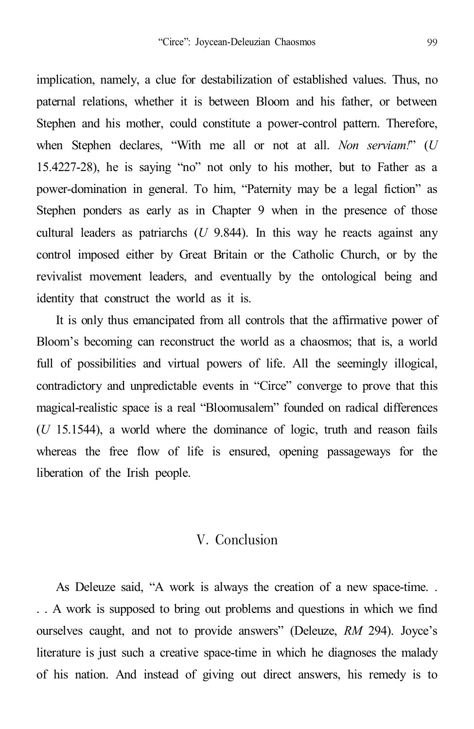implication, namely, a clue for destabilization of established values. Thus, no paternal relations, whether it is between Bloom and his father, or between Stephen and his mother, could constitute a power-control pattern. Therefore, when Stephen declares, "With me all or not at all. *Non serviam!*" (*U* 15.4227-28), he is saying "no" not only to his mother, but to Father as a power-domination in general. To him, "Paternity may be a legal fiction" as Stephen ponders as early as in Chapter 9 when in the presence of those cultural leaders as patriarchs (*U* 9.844). In this way he reacts against any control imposed either by Great Britain or the Catholic Church, or by the revivalist movement leaders, and eventually by the ontological being and identity that construct the world as it is.

It is only thus emancipated from all controls that the affirmative power of Bloom's becoming can reconstruct the world as a chaosmos; that is, a world full of possibilities and virtual powers of life. All the seemingly illogical, contradictory and unpredictable events in "Circe" converge to prove that this magical-realistic space is a real "Bloomusalem" founded on radical differences (*U* 15.1544), a world where the dominance of logic, truth and reason fails whereas the free flow of life is ensured, opening passageways for the liberation of the Irish people.

## V. Conclusion

As Deleuze said, "A work is always the creation of a new space-time. . . . A work is supposed to bring out problems and questions in which we find ourselves caught, and not to provide answers" (Deleuze, *RM* 294). Joyce's literature is just such a creative space-time in which he diagnoses the malady of his nation. And instead of giving out direct answers, his remedy is to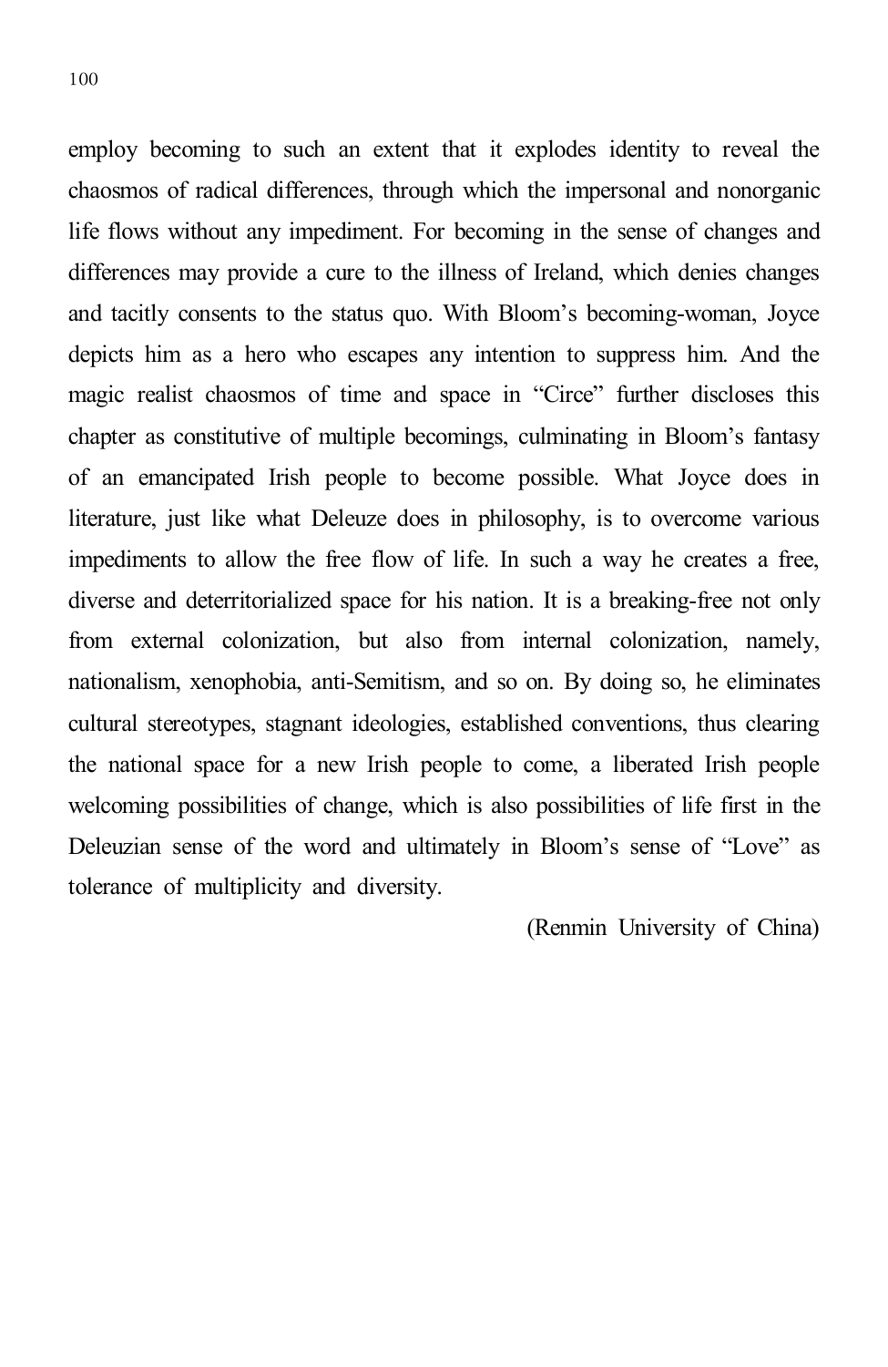employ becoming to such an extent that it explodes identity to reveal the chaosmos of radical differences, through which the impersonal and nonorganic life flows without any impediment. For becoming in the sense of changes and differences may provide a cure to the illness of Ireland, which denies changes and tacitly consents to the status quo. With Bloom's becoming-woman, Joyce depicts him as a hero who escapes any intention to suppress him. And the magic realist chaosmos of time and space in "Circe" further discloses this chapter as constitutive of multiple becomings, culminating in Bloom's fantasy of an emancipated Irish people to become possible. What Joyce does in literature, just like what Deleuze does in philosophy, is to overcome various impediments to allow the free flow of life. In such a way he creates a free, diverse and deterritorialized space for his nation. It is a breaking-free not only from external colonization, but also from internal colonization, namely, nationalism, xenophobia, anti-Semitism, and so on. By doing so, he eliminates cultural stereotypes, stagnant ideologies, established conventions, thus clearing the national space for a new Irish people to come, a liberated Irish people welcoming possibilities of change, which is also possibilities of life first in the Deleuzian sense of the word and ultimately in Bloom's sense of "Love" as tolerance of multiplicity and diversity.

(Renmin University of China)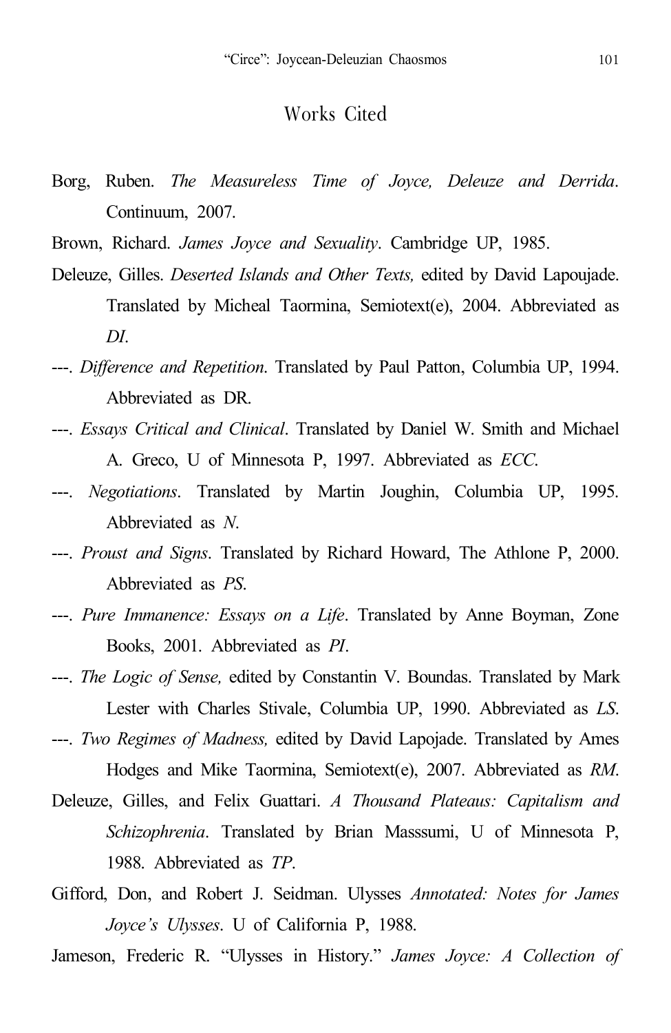## Works Cited

Borg, Ruben. *The Measureless Time of Joyce, Deleuze and Derrida*. Continuum, 2007.

Brown, Richard. *James Joyce and Sexuality*. Cambridge UP, 1985.

Deleuze, Gilles. *Deserted Islands and Other Texts,* edited by David Lapoujade. Translated by Micheal Taormina, Semiotext(e), 2004. Abbreviated as *DI*.

---. *Difference and Repetition*. Translated by Paul Patton, Columbia UP, 1994. Abbreviated as DR.

---. *Essays Critical and Clinical*. Translated by Daniel W. Smith and Michael A. Greco, U of Minnesota P, 1997. Abbreviated as *ECC*.

---. *Negotiations*. Translated by Martin Joughin, Columbia UP, 1995. Abbreviated as *N*.

---. *Proust and Signs*. Translated by Richard Howard, The Athlone P, 2000. Abbreviated as *PS*.

---. *Pure Immanence: Essays on a Life*. Translated by Anne Boyman, Zone Books, 2001. Abbreviated as *PI*.

---. *The Logic of Sense,* edited by Constantin V. Boundas. Translated by Mark Lester with Charles Stivale, Columbia UP, 1990. Abbreviated as *LS*.

---. *Two Regimes of Madness,* edited by David Lapojade. Translated by Ames Hodges and Mike Taormina, Semiotext(e), 2007. Abbreviated as *RM*.

Deleuze, Gilles, and Felix Guattari. *A Thousand Plateaus: Capitalism and Schizophrenia*. Translated by Brian Masssumi, U of Minnesota P, 1988. Abbreviated as *TP*.

Gifford, Don, and Robert J. Seidman. Ulysses *Annotated: Notes for James Joyce's Ulysses*. U of California P, 1988.

Jameson, Frederic R. "Ulysses in History." *James Joyce: A Collection of*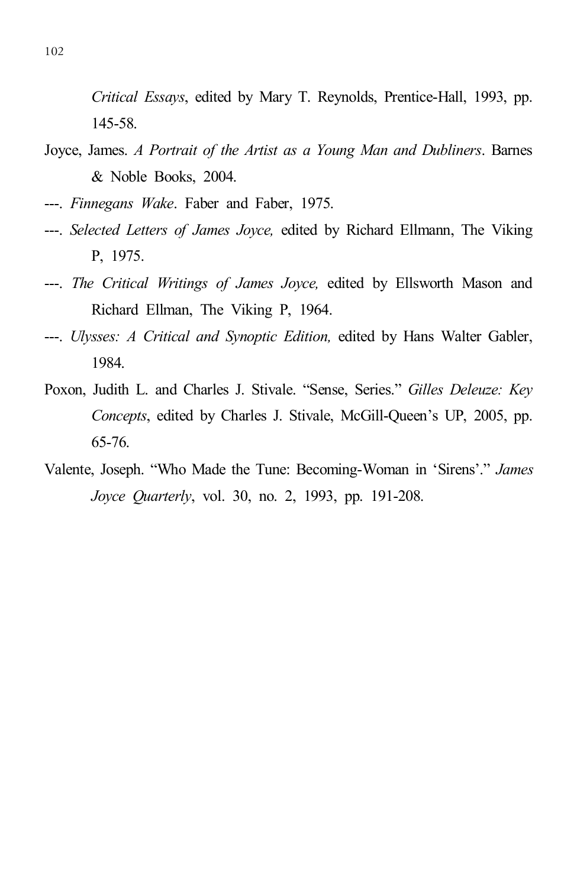*Critical Essays*, edited by Mary T. Reynolds, Prentice-Hall, 1993, pp. 145-58.

Joyce, James. *A Portrait of the Artist as a Young Man and Dubliners*. Barnes & Noble Books, 2004.

---. *Finnegans Wake*. Faber and Faber, 1975.

---. *Selected Letters of James Joyce,* edited by Richard Ellmann, The Viking P, 1975.

---. *The Critical Writings of James Joyce,* edited by Ellsworth Mason and Richard Ellman, The Viking P, 1964.

---. *Ulysses: A Critical and Synoptic Edition,* edited by Hans Walter Gabler, 1984.

Poxon, Judith L. and Charles J. Stivale. "Sense, Series." *Gilles Deleuze: Key Concepts*, edited by Charles J. Stivale, McGill-Queen's UP, 2005, pp. 65-76.

Valente, Joseph. "Who Made the Tune: Becoming-Woman in 'Sirens'." *James Joyce Quarterly*, vol. 30, no. 2, 1993, pp. 191-208.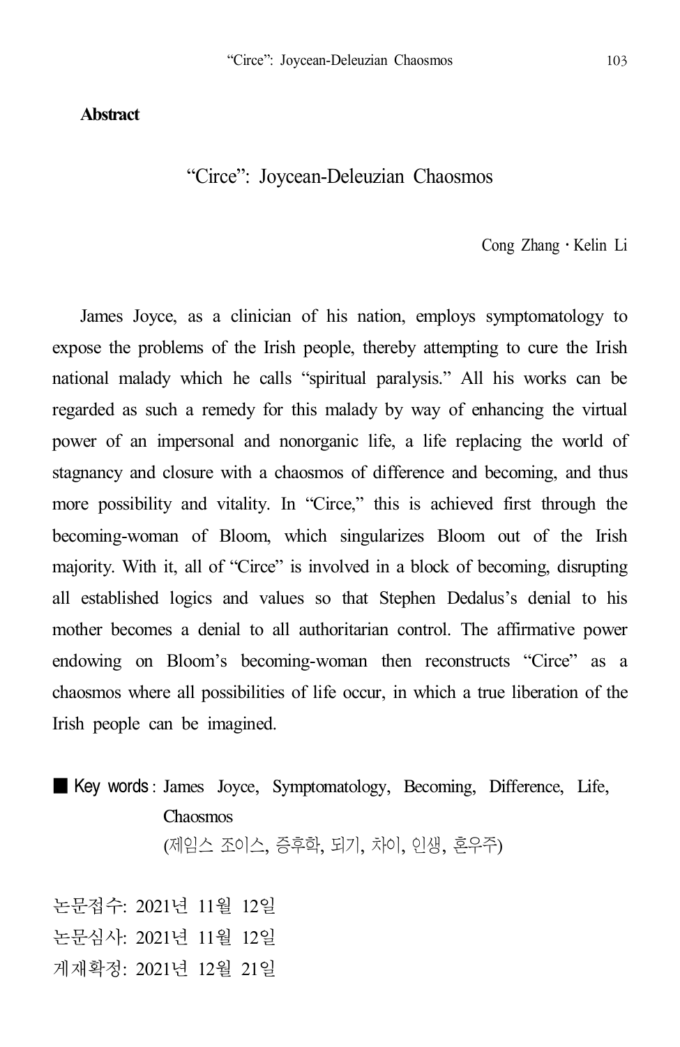**Abstract**

## "Circe": Joycean-Deleuzian Chaosmos

Cong Zhang · Kelin Li

James Joyce, as a clinician of his nation, employs symptomatology to expose the problems of the Irish people, thereby attempting to cure the Irish national malady which he calls "spiritual paralysis." All his works can be regarded as such a remedy for this malady by way of enhancing the virtual power of an impersonal and nonorganic life, a life replacing the world of stagnancy and closure with a chaosmos of difference and becoming, and thus more possibility and vitality. In "Circe," this is achieved first through the becoming-woman of Bloom, which singularizes Bloom out of the Irish majority. With it, all of "Circe" is involved in a block of becoming, disrupting all established logics and values so that Stephen Dedalus's denial to his mother becomes a denial to all authoritarian control. The affirmative power endowing on Bloom's becoming-woman then reconstructs "Circe" as a chaosmos where all possibilities of life occur, in which a true liberation of the Irish people can be imagined.

■ Key words : James Joyce, Symptomatology, Becoming, Difference, Life, Chaosmos
(제임스 조이스, 증후학, 되기, 차이, 인생, 혼우주)

논문접수: 2021년 11월 12일
논문심사: 2021년 11월 12일
게재확정: 2021년 12월 21일